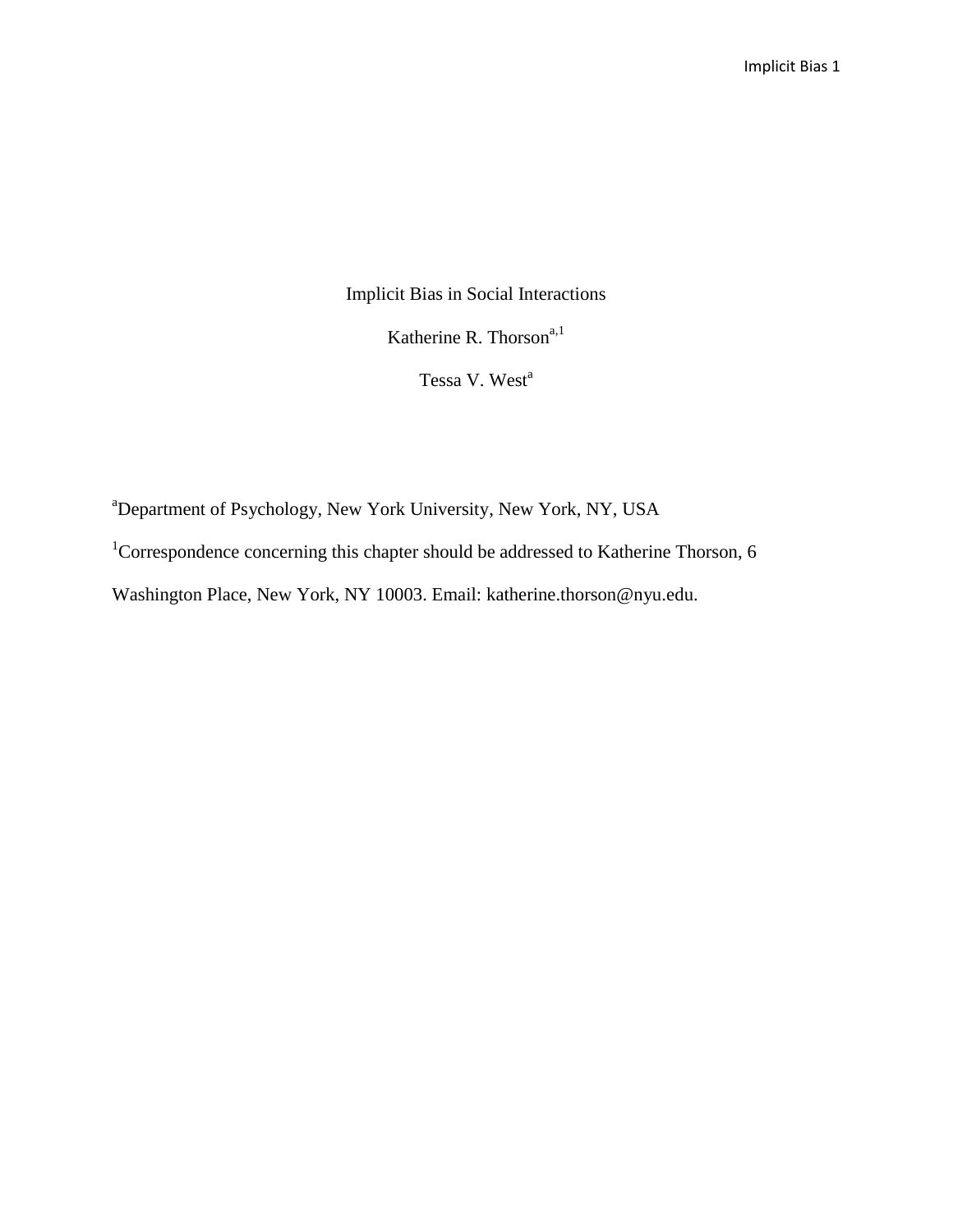# Implicit Bias in Social Interactions

Katherine R. Thorson[a,1]

Tessa V. West[a]

[a]Department of Psychology, New York University, New York, NY, USA

[1]Correspondence concerning this chapter should be addressed to Katherine Thorson, 6 Washington Place, New York, NY 10003. Email: katherine.thorson@nyu.edu.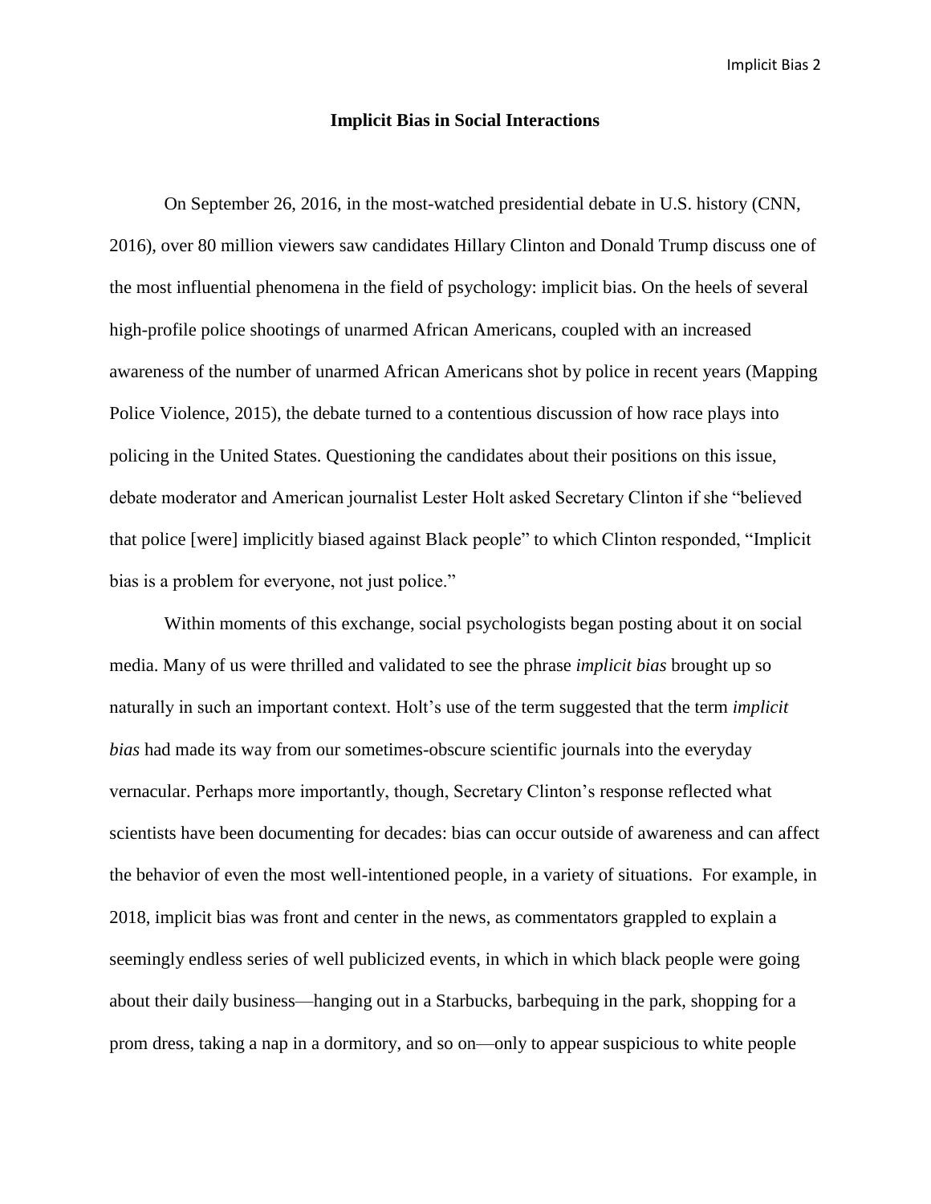# Implicit Bias in Social Interactions

On September 26, 2016, in the most-watched presidential debate in U.S. history (CNN, 2016), over 80 million viewers saw candidates Hillary Clinton and Donald Trump discuss one of the most influential phenomena in the field of psychology: implicit bias. On the heels of several high-profile police shootings of unarmed African Americans, coupled with an increased awareness of the number of unarmed African Americans shot by police in recent years (Mapping Police Violence, 2015), the debate turned to a contentious discussion of how race plays into policing in the United States. Questioning the candidates about their positions on this issue, debate moderator and American journalist Lester Holt asked Secretary Clinton if she "believed that police [were] implicitly biased against Black people" to which Clinton responded, "Implicit bias is a problem for everyone, not just police."

Within moments of this exchange, social psychologists began posting about it on social media. Many of us were thrilled and validated to see the phrase *implicit bias* brought up so naturally in such an important context. Holt's use of the term suggested that the term *implicit bias* had made its way from our sometimes-obscure scientific journals into the everyday vernacular. Perhaps more importantly, though, Secretary Clinton's response reflected what scientists have been documenting for decades: bias can occur outside of awareness and can affect the behavior of even the most well-intentioned people, in a variety of situations. For example, in 2018, implicit bias was front and center in the news, as commentators grappled to explain a seemingly endless series of well publicized events, in which in which black people were going about their daily business—hanging out in a Starbucks, barbequing in the park, shopping for a prom dress, taking a nap in a dormitory, and so on—only to appear suspicious to white people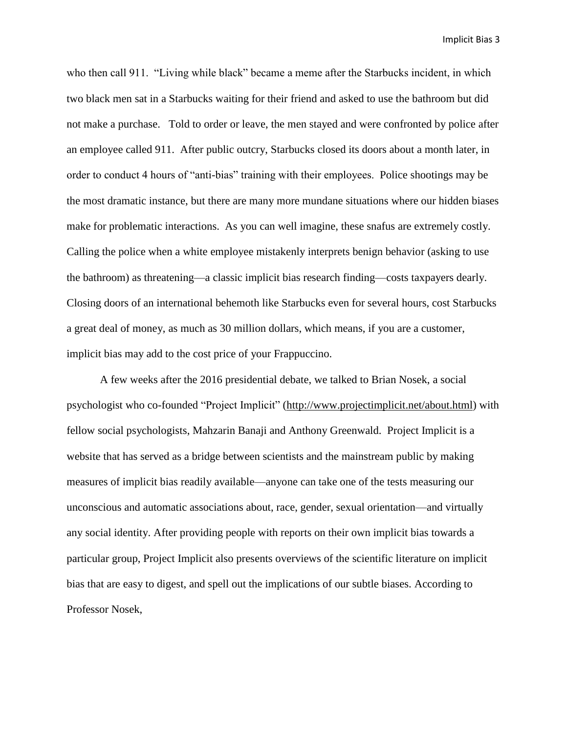who then call 911. “Living while black” became a meme after the Starbucks incident, in which two black men sat in a Starbucks waiting for their friend and asked to use the bathroom but did not make a purchase. Told to order or leave, the men stayed and were confronted by police after an employee called 911. After public outcry, Starbucks closed its doors about a month later, in order to conduct 4 hours of “anti-bias” training with their employees. Police shootings may be the most dramatic instance, but there are many more mundane situations where our hidden biases make for problematic interactions. As you can well imagine, these snafus are extremely costly. Calling the police when a white employee mistakenly interprets benign behavior (asking to use the bathroom) as threatening—a classic implicit bias research finding—costs taxpayers dearly. Closing doors of an international behemoth like Starbucks even for several hours, cost Starbucks a great deal of money, as much as 30 million dollars, which means, if you are a customer, implicit bias may add to the cost price of your Frappuccino.

A few weeks after the 2016 presidential debate, we talked to Brian Nosek, a social psychologist who co-founded “Project Implicit” (http://www.projectimplicit.net/about.html) with fellow social psychologists, Mahzarin Banaji and Anthony Greenwald. Project Implicit is a website that has served as a bridge between scientists and the mainstream public by making measures of implicit bias readily available—anyone can take one of the tests measuring our unconscious and automatic associations about, race, gender, sexual orientation—and virtually any social identity. After providing people with reports on their own implicit bias towards a particular group, Project Implicit also presents overviews of the scientific literature on implicit bias that are easy to digest, and spell out the implications of our subtle biases. According to Professor Nosek,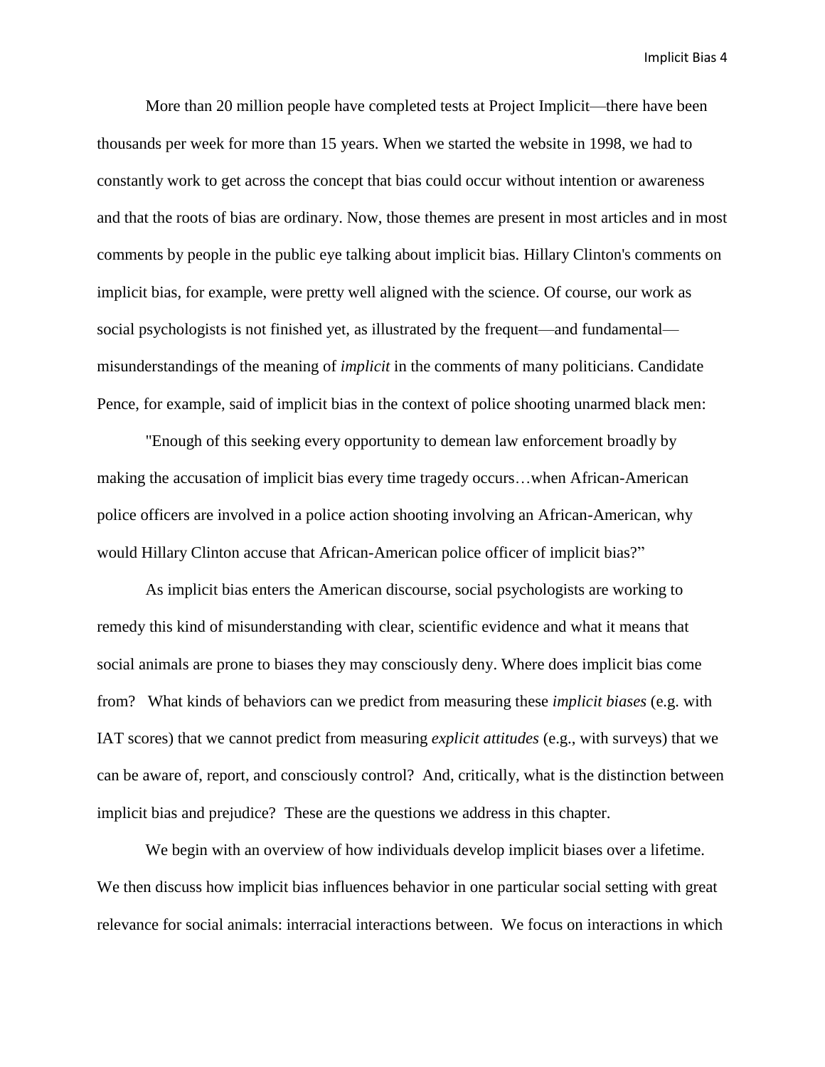More than 20 million people have completed tests at Project Implicit—there have been thousands per week for more than 15 years. When we started the website in 1998, we had to constantly work to get across the concept that bias could occur without intention or awareness and that the roots of bias are ordinary. Now, those themes are present in most articles and in most comments by people in the public eye talking about implicit bias. Hillary Clinton's comments on implicit bias, for example, were pretty well aligned with the science. Of course, our work as social psychologists is not finished yet, as illustrated by the frequent—and fundamental—misunderstandings of the meaning of *implicit* in the comments of many politicians. Candidate Pence, for example, said of implicit bias in the context of police shooting unarmed black men:

"Enough of this seeking every opportunity to demean law enforcement broadly by making the accusation of implicit bias every time tragedy occurs…when African-American police officers are involved in a police action shooting involving an African-American, why would Hillary Clinton accuse that African-American police officer of implicit bias?"

As implicit bias enters the American discourse, social psychologists are working to remedy this kind of misunderstanding with clear, scientific evidence and what it means that social animals are prone to biases they may consciously deny. Where does implicit bias come from? What kinds of behaviors can we predict from measuring these *implicit biases* (e.g. with IAT scores) that we cannot predict from measuring *explicit attitudes* (e.g., with surveys) that we can be aware of, report, and consciously control? And, critically, what is the distinction between implicit bias and prejudice? These are the questions we address in this chapter.

We begin with an overview of how individuals develop implicit biases over a lifetime. We then discuss how implicit bias influences behavior in one particular social setting with great relevance for social animals: interracial interactions between. We focus on interactions in which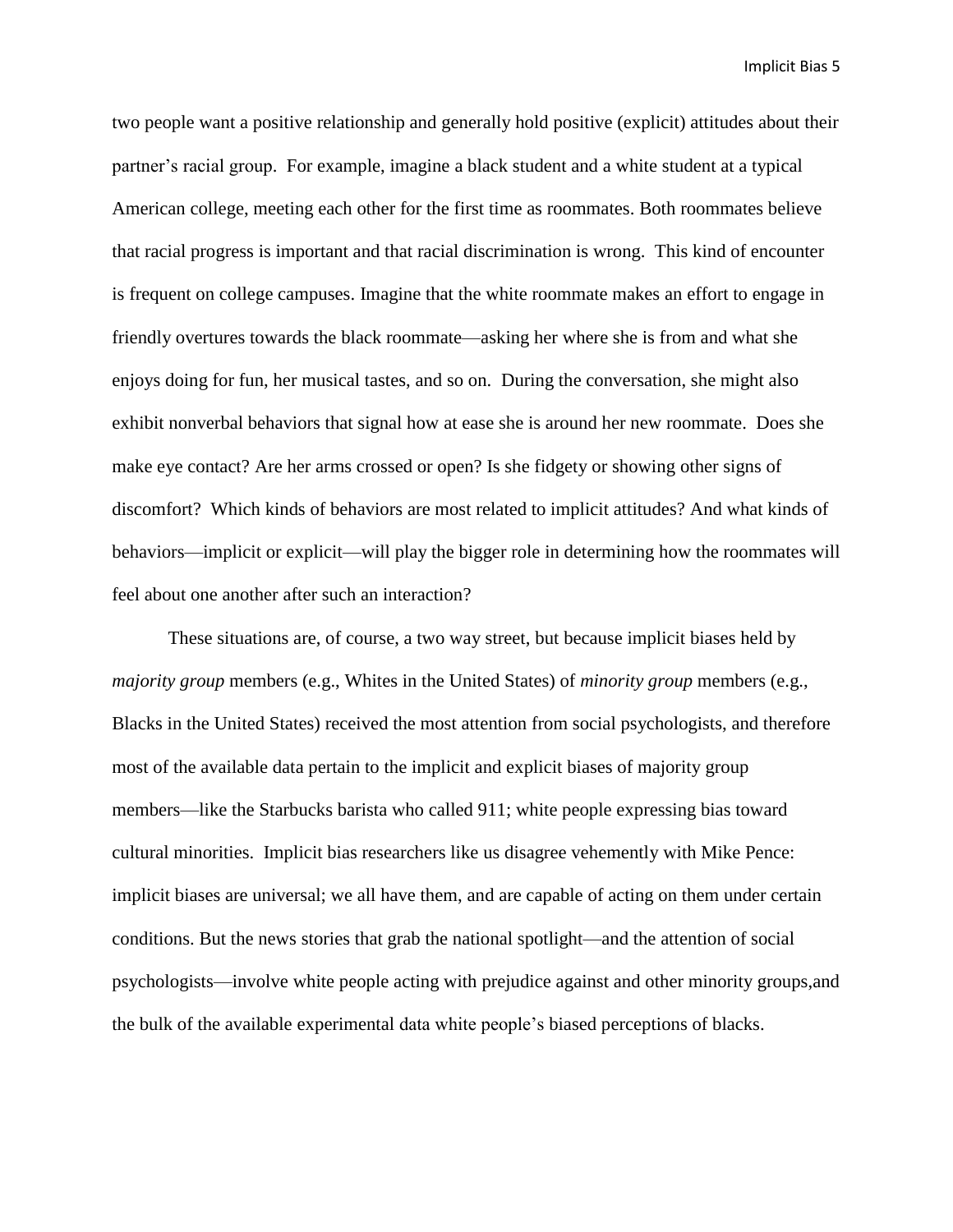two people want a positive relationship and generally hold positive (explicit) attitudes about their partner's racial group. For example, imagine a black student and a white student at a typical American college, meeting each other for the first time as roommates. Both roommates believe that racial progress is important and that racial discrimination is wrong. This kind of encounter is frequent on college campuses. Imagine that the white roommate makes an effort to engage in friendly overtures towards the black roommate—asking her where she is from and what she enjoys doing for fun, her musical tastes, and so on. During the conversation, she might also exhibit nonverbal behaviors that signal how at ease she is around her new roommate. Does she make eye contact? Are her arms crossed or open? Is she fidgety or showing other signs of discomfort? Which kinds of behaviors are most related to implicit attitudes? And what kinds of behaviors—implicit or explicit—will play the bigger role in determining how the roommates will feel about one another after such an interaction?

These situations are, of course, a two way street, but because implicit biases held by *majority group* members (e.g., Whites in the United States) of *minority group* members (e.g., Blacks in the United States) received the most attention from social psychologists, and therefore most of the available data pertain to the implicit and explicit biases of majority group members—like the Starbucks barista who called 911; white people expressing bias toward cultural minorities. Implicit bias researchers like us disagree vehemently with Mike Pence: implicit biases are universal; we all have them, and are capable of acting on them under certain conditions. But the news stories that grab the national spotlight—and the attention of social psychologists—involve white people acting with prejudice against and other minority groups,and the bulk of the available experimental data white people's biased perceptions of blacks.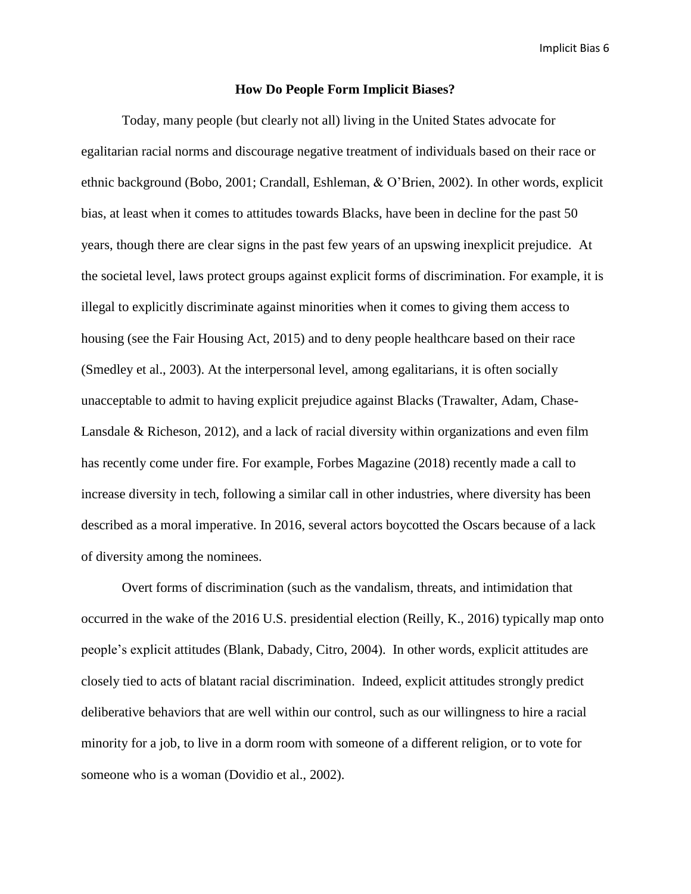## How Do People Form Implicit Biases?

Today, many people (but clearly not all) living in the United States advocate for egalitarian racial norms and discourage negative treatment of individuals based on their race or ethnic background (Bobo, 2001; Crandall, Eshleman, & O'Brien, 2002). In other words, explicit bias, at least when it comes to attitudes towards Blacks, have been in decline for the past 50 years, though there are clear signs in the past few years of an upswing inexplicit prejudice. At the societal level, laws protect groups against explicit forms of discrimination. For example, it is illegal to explicitly discriminate against minorities when it comes to giving them access to housing (see the Fair Housing Act, 2015) and to deny people healthcare based on their race (Smedley et al., 2003). At the interpersonal level, among egalitarians, it is often socially unacceptable to admit to having explicit prejudice against Blacks (Trawalter, Adam, Chase-Lansdale & Richeson, 2012), and a lack of racial diversity within organizations and even film has recently come under fire. For example, Forbes Magazine (2018) recently made a call to increase diversity in tech, following a similar call in other industries, where diversity has been described as a moral imperative. In 2016, several actors boycotted the Oscars because of a lack of diversity among the nominees.

Overt forms of discrimination (such as the vandalism, threats, and intimidation that occurred in the wake of the 2016 U.S. presidential election (Reilly, K., 2016) typically map onto people's explicit attitudes (Blank, Dabady, Citro, 2004). In other words, explicit attitudes are closely tied to acts of blatant racial discrimination. Indeed, explicit attitudes strongly predict deliberative behaviors that are well within our control, such as our willingness to hire a racial minority for a job, to live in a dorm room with someone of a different religion, or to vote for someone who is a woman (Dovidio et al., 2002).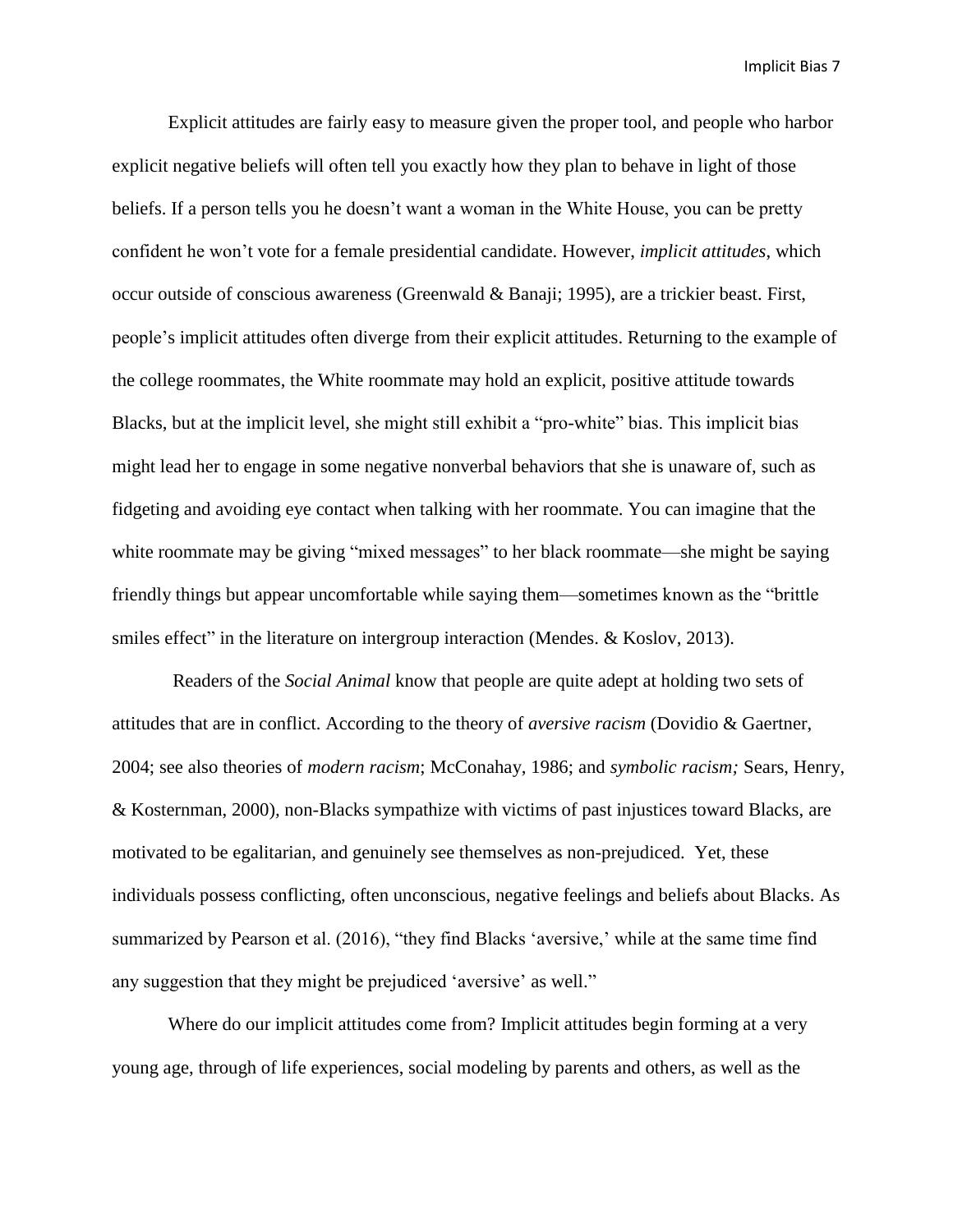Explicit attitudes are fairly easy to measure given the proper tool, and people who harbor explicit negative beliefs will often tell you exactly how they plan to behave in light of those beliefs. If a person tells you he doesn't want a woman in the White House, you can be pretty confident he won't vote for a female presidential candidate. However, *implicit attitudes*, which occur outside of conscious awareness (Greenwald & Banaji; 1995), are a trickier beast. First, people's implicit attitudes often diverge from their explicit attitudes. Returning to the example of the college roommates, the White roommate may hold an explicit, positive attitude towards Blacks, but at the implicit level, she might still exhibit a "pro-white" bias. This implicit bias might lead her to engage in some negative nonverbal behaviors that she is unaware of, such as fidgeting and avoiding eye contact when talking with her roommate. You can imagine that the white roommate may be giving "mixed messages" to her black roommate—she might be saying friendly things but appear uncomfortable while saying them—sometimes known as the "brittle smiles effect" in the literature on intergroup interaction (Mendes. & Koslov, 2013).

Readers of the *Social Animal* know that people are quite adept at holding two sets of attitudes that are in conflict. According to the theory of *aversive racism* (Dovidio & Gaertner, 2004; see also theories of *modern racism*; McConahay, 1986; and *symbolic racism;* Sears, Henry, & Kosternman, 2000), non-Blacks sympathize with victims of past injustices toward Blacks, are motivated to be egalitarian, and genuinely see themselves as non-prejudiced. Yet, these individuals possess conflicting, often unconscious, negative feelings and beliefs about Blacks. As summarized by Pearson et al. (2016), "they find Blacks 'aversive,' while at the same time find any suggestion that they might be prejudiced 'aversive' as well."

Where do our implicit attitudes come from? Implicit attitudes begin forming at a very young age, through of life experiences, social modeling by parents and others, as well as the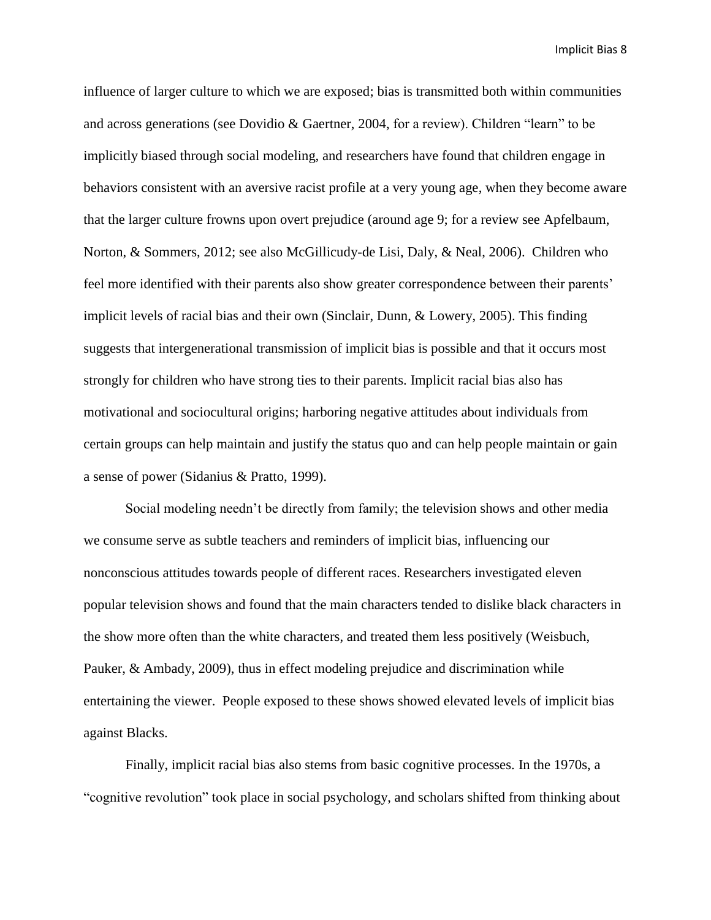influence of larger culture to which we are exposed; bias is transmitted both within communities and across generations (see Dovidio & Gaertner, 2004, for a review). Children "learn" to be implicitly biased through social modeling, and researchers have found that children engage in behaviors consistent with an aversive racist profile at a very young age, when they become aware that the larger culture frowns upon overt prejudice (around age 9; for a review see Apfelbaum, Norton, & Sommers, 2012; see also McGillicudy-de Lisi, Daly, & Neal, 2006). Children who feel more identified with their parents also show greater correspondence between their parents' implicit levels of racial bias and their own (Sinclair, Dunn, & Lowery, 2005). This finding suggests that intergenerational transmission of implicit bias is possible and that it occurs most strongly for children who have strong ties to their parents. Implicit racial bias also has motivational and sociocultural origins; harboring negative attitudes about individuals from certain groups can help maintain and justify the status quo and can help people maintain or gain a sense of power (Sidanius & Pratto, 1999).

Social modeling needn't be directly from family; the television shows and other media we consume serve as subtle teachers and reminders of implicit bias, influencing our nonconscious attitudes towards people of different races. Researchers investigated eleven popular television shows and found that the main characters tended to dislike black characters in the show more often than the white characters, and treated them less positively (Weisbuch, Pauker, & Ambady, 2009), thus in effect modeling prejudice and discrimination while entertaining the viewer. People exposed to these shows showed elevated levels of implicit bias against Blacks.

Finally, implicit racial bias also stems from basic cognitive processes. In the 1970s, a "cognitive revolution" took place in social psychology, and scholars shifted from thinking about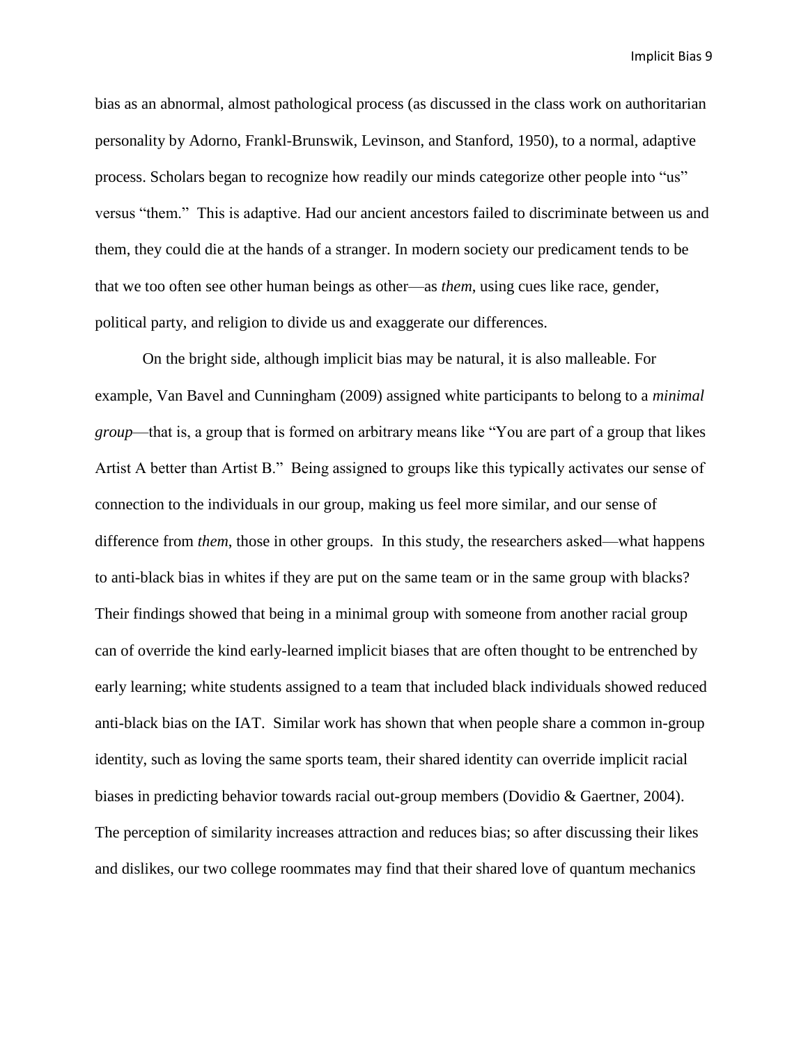bias as an abnormal, almost pathological process (as discussed in the class work on authoritarian personality by Adorno, Frankl-Brunswik, Levinson, and Stanford, 1950), to a normal, adaptive process. Scholars began to recognize how readily our minds categorize other people into "us" versus "them." This is adaptive. Had our ancient ancestors failed to discriminate between us and them, they could die at the hands of a stranger. In modern society our predicament tends to be that we too often see other human beings as other—as *them*, using cues like race, gender, political party, and religion to divide us and exaggerate our differences.

On the bright side, although implicit bias may be natural, it is also malleable. For example, Van Bavel and Cunningham (2009) assigned white participants to belong to a *minimal group*—that is, a group that is formed on arbitrary means like "You are part of a group that likes Artist A better than Artist B." Being assigned to groups like this typically activates our sense of connection to the individuals in our group, making us feel more similar, and our sense of difference from *them*, those in other groups. In this study, the researchers asked—what happens to anti-black bias in whites if they are put on the same team or in the same group with blacks? Their findings showed that being in a minimal group with someone from another racial group can of override the kind early-learned implicit biases that are often thought to be entrenched by early learning; white students assigned to a team that included black individuals showed reduced anti-black bias on the IAT. Similar work has shown that when people share a common in-group identity, such as loving the same sports team, their shared identity can override implicit racial biases in predicting behavior towards racial out-group members (Dovidio & Gaertner, 2004). The perception of similarity increases attraction and reduces bias; so after discussing their likes and dislikes, our two college roommates may find that their shared love of quantum mechanics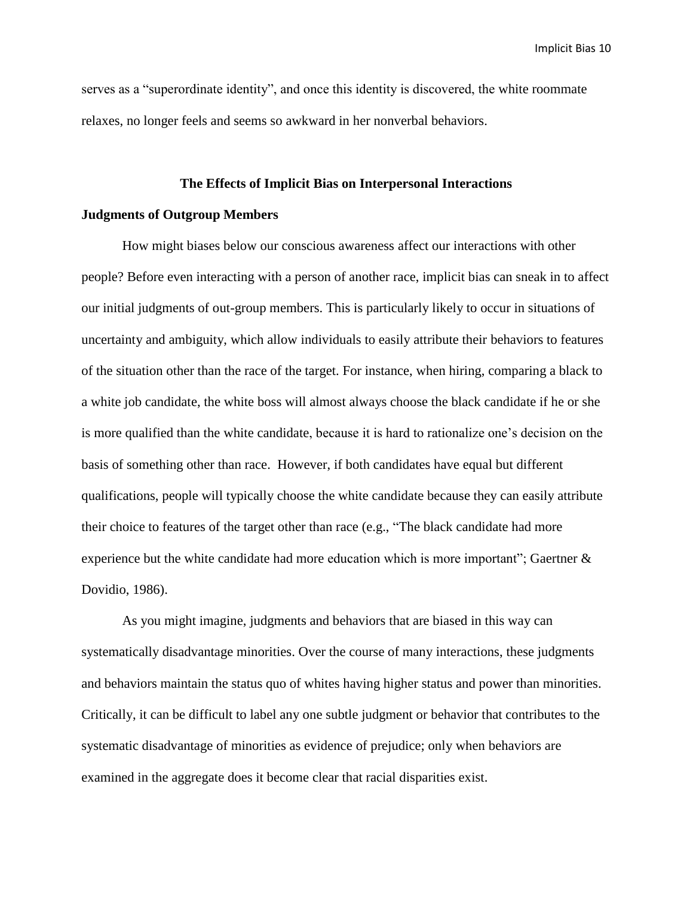serves as a "superordinate identity", and once this identity is discovered, the white roommate relaxes, no longer feels and seems so awkward in her nonverbal behaviors.

## The Effects of Implicit Bias on Interpersonal Interactions

### Judgments of Outgroup Members

How might biases below our conscious awareness affect our interactions with other people? Before even interacting with a person of another race, implicit bias can sneak in to affect our initial judgments of out-group members. This is particularly likely to occur in situations of uncertainty and ambiguity, which allow individuals to easily attribute their behaviors to features of the situation other than the race of the target. For instance, when hiring, comparing a black to a white job candidate, the white boss will almost always choose the black candidate if he or she is more qualified than the white candidate, because it is hard to rationalize one's decision on the basis of something other than race. However, if both candidates have equal but different qualifications, people will typically choose the white candidate because they can easily attribute their choice to features of the target other than race (e.g., "The black candidate had more experience but the white candidate had more education which is more important"; Gaertner & Dovidio, 1986).

As you might imagine, judgments and behaviors that are biased in this way can systematically disadvantage minorities. Over the course of many interactions, these judgments and behaviors maintain the status quo of whites having higher status and power than minorities. Critically, it can be difficult to label any one subtle judgment or behavior that contributes to the systematic disadvantage of minorities as evidence of prejudice; only when behaviors are examined in the aggregate does it become clear that racial disparities exist.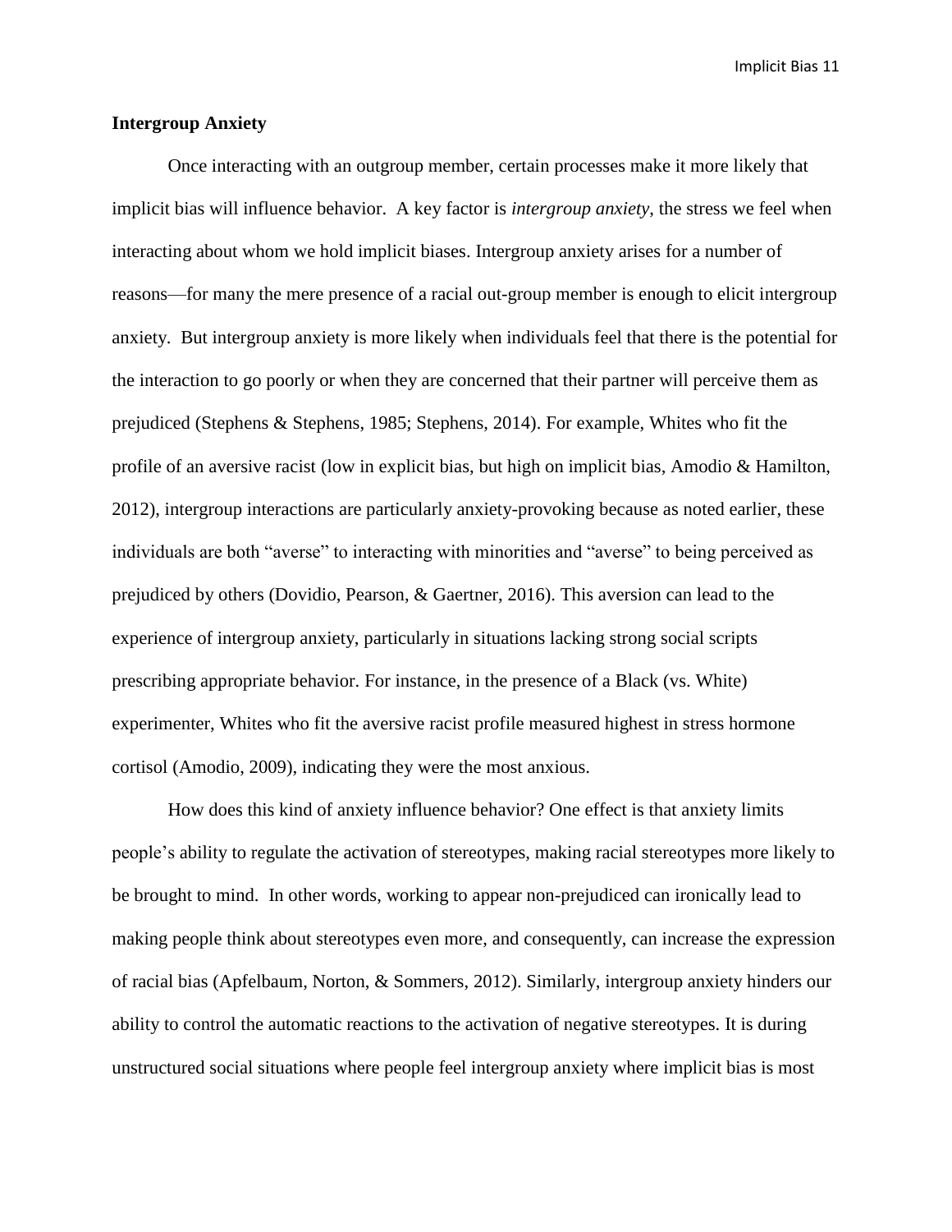### Intergroup Anxiety

Once interacting with an outgroup member, certain processes make it more likely that implicit bias will influence behavior. A key factor is *intergroup anxiety*, the stress we feel when interacting about whom we hold implicit biases. Intergroup anxiety arises for a number of reasons—for many the mere presence of a racial out-group member is enough to elicit intergroup anxiety. But intergroup anxiety is more likely when individuals feel that there is the potential for the interaction to go poorly or when they are concerned that their partner will perceive them as prejudiced (Stephens & Stephens, 1985; Stephens, 2014). For example, Whites who fit the profile of an aversive racist (low in explicit bias, but high on implicit bias, Amodio & Hamilton, 2012), intergroup interactions are particularly anxiety-provoking because as noted earlier, these individuals are both "averse" to interacting with minorities and "averse" to being perceived as prejudiced by others (Dovidio, Pearson, & Gaertner, 2016). This aversion can lead to the experience of intergroup anxiety, particularly in situations lacking strong social scripts prescribing appropriate behavior. For instance, in the presence of a Black (vs. White) experimenter, Whites who fit the aversive racist profile measured highest in stress hormone cortisol (Amodio, 2009), indicating they were the most anxious.

How does this kind of anxiety influence behavior? One effect is that anxiety limits people's ability to regulate the activation of stereotypes, making racial stereotypes more likely to be brought to mind. In other words, working to appear non-prejudiced can ironically lead to making people think about stereotypes even more, and consequently, can increase the expression of racial bias (Apfelbaum, Norton, & Sommers, 2012). Similarly, intergroup anxiety hinders our ability to control the automatic reactions to the activation of negative stereotypes. It is during unstructured social situations where people feel intergroup anxiety where implicit bias is most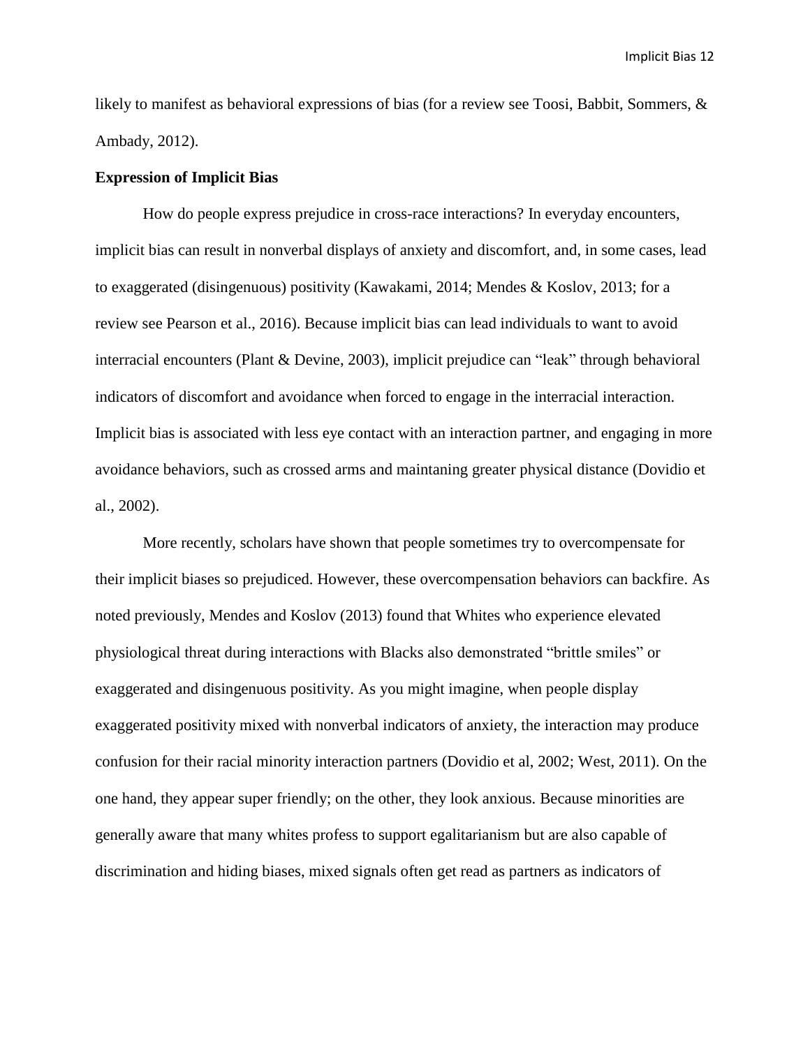likely to manifest as behavioral expressions of bias (for a review see Toosi, Babbit, Sommers, & Ambady, 2012).

**Expression of Implicit Bias**

How do people express prejudice in cross-race interactions? In everyday encounters, implicit bias can result in nonverbal displays of anxiety and discomfort, and, in some cases, lead to exaggerated (disingenuous) positivity (Kawakami, 2014; Mendes & Koslov, 2013; for a review see Pearson et al., 2016). Because implicit bias can lead individuals to want to avoid interracial encounters (Plant & Devine, 2003), implicit prejudice can "leak" through behavioral indicators of discomfort and avoidance when forced to engage in the interracial interaction. Implicit bias is associated with less eye contact with an interaction partner, and engaging in more avoidance behaviors, such as crossed arms and maintaning greater physical distance (Dovidio et al., 2002).

More recently, scholars have shown that people sometimes try to overcompensate for their implicit biases so prejudiced. However, these overcompensation behaviors can backfire. As noted previously, Mendes and Koslov (2013) found that Whites who experience elevated physiological threat during interactions with Blacks also demonstrated "brittle smiles" or exaggerated and disingenuous positivity. As you might imagine, when people display exaggerated positivity mixed with nonverbal indicators of anxiety, the interaction may produce confusion for their racial minority interaction partners (Dovidio et al, 2002; West, 2011). On the one hand, they appear super friendly; on the other, they look anxious. Because minorities are generally aware that many whites profess to support egalitarianism but are also capable of discrimination and hiding biases, mixed signals often get read as partners as indicators of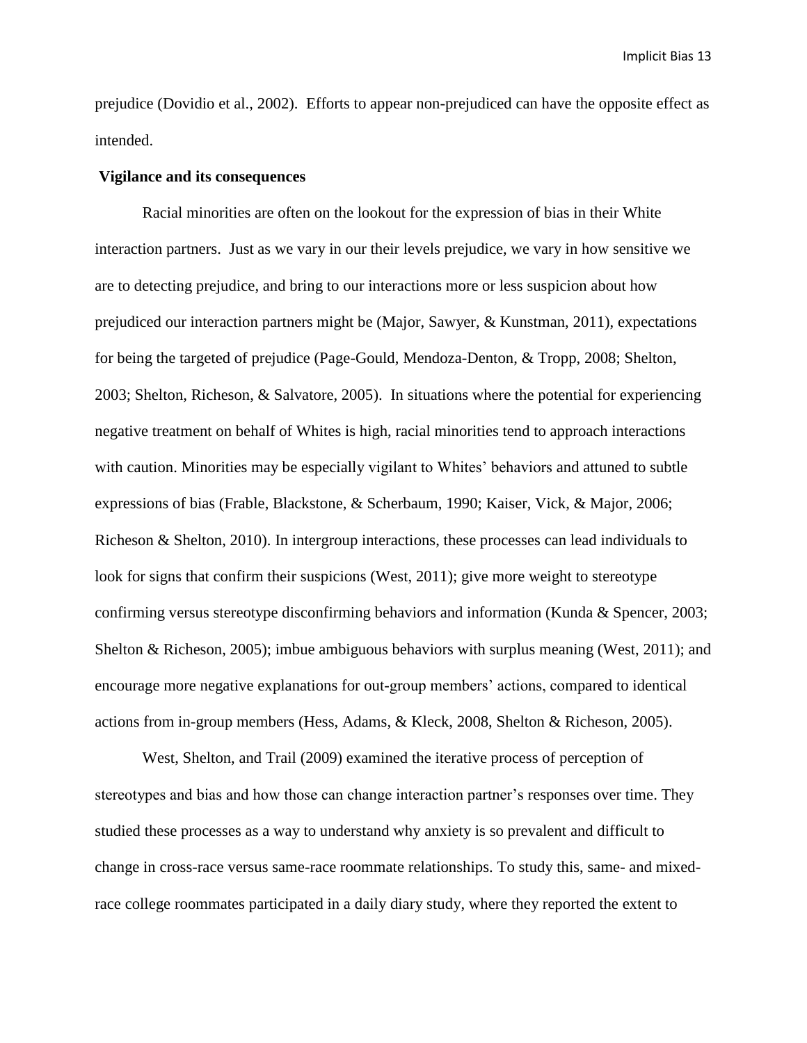prejudice (Dovidio et al., 2002). Efforts to appear non-prejudiced can have the opposite effect as intended.

**Vigilance and its consequences**

Racial minorities are often on the lookout for the expression of bias in their White interaction partners. Just as we vary in our their levels prejudice, we vary in how sensitive we are to detecting prejudice, and bring to our interactions more or less suspicion about how prejudiced our interaction partners might be (Major, Sawyer, & Kunstman, 2011), expectations for being the targeted of prejudice (Page-Gould, Mendoza-Denton, & Tropp, 2008; Shelton, 2003; Shelton, Richeson, & Salvatore, 2005). In situations where the potential for experiencing negative treatment on behalf of Whites is high, racial minorities tend to approach interactions with caution. Minorities may be especially vigilant to Whites' behaviors and attuned to subtle expressions of bias (Frable, Blackstone, & Scherbaum, 1990; Kaiser, Vick, & Major, 2006; Richeson & Shelton, 2010). In intergroup interactions, these processes can lead individuals to look for signs that confirm their suspicions (West, 2011); give more weight to stereotype confirming versus stereotype disconfirming behaviors and information (Kunda & Spencer, 2003; Shelton & Richeson, 2005); imbue ambiguous behaviors with surplus meaning (West, 2011); and encourage more negative explanations for out-group members' actions, compared to identical actions from in-group members (Hess, Adams, & Kleck, 2008, Shelton & Richeson, 2005).

West, Shelton, and Trail (2009) examined the iterative process of perception of stereotypes and bias and how those can change interaction partner's responses over time. They studied these processes as a way to understand why anxiety is so prevalent and difficult to change in cross-race versus same-race roommate relationships. To study this, same- and mixed-race college roommates participated in a daily diary study, where they reported the extent to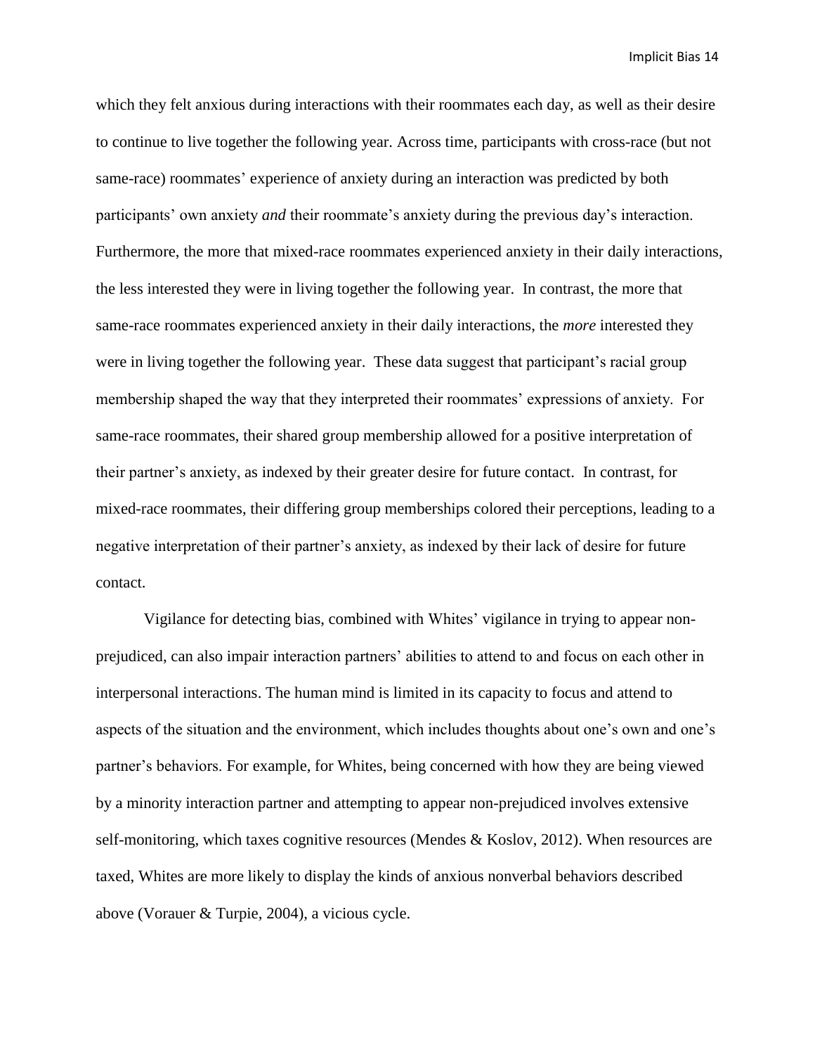which they felt anxious during interactions with their roommates each day, as well as their desire to continue to live together the following year. Across time, participants with cross-race (but not same-race) roommates' experience of anxiety during an interaction was predicted by both participants' own anxiety *and* their roommate's anxiety during the previous day's interaction. Furthermore, the more that mixed-race roommates experienced anxiety in their daily interactions, the less interested they were in living together the following year. In contrast, the more that same-race roommates experienced anxiety in their daily interactions, the *more* interested they were in living together the following year. These data suggest that participant's racial group membership shaped the way that they interpreted their roommates' expressions of anxiety. For same-race roommates, their shared group membership allowed for a positive interpretation of their partner's anxiety, as indexed by their greater desire for future contact. In contrast, for mixed-race roommates, their differing group memberships colored their perceptions, leading to a negative interpretation of their partner's anxiety, as indexed by their lack of desire for future contact.

Vigilance for detecting bias, combined with Whites' vigilance in trying to appear non-prejudiced, can also impair interaction partners' abilities to attend to and focus on each other in interpersonal interactions. The human mind is limited in its capacity to focus and attend to aspects of the situation and the environment, which includes thoughts about one's own and one's partner's behaviors. For example, for Whites, being concerned with how they are being viewed by a minority interaction partner and attempting to appear non-prejudiced involves extensive self-monitoring, which taxes cognitive resources (Mendes & Koslov, 2012). When resources are taxed, Whites are more likely to display the kinds of anxious nonverbal behaviors described above (Vorauer & Turpie, 2004), a vicious cycle.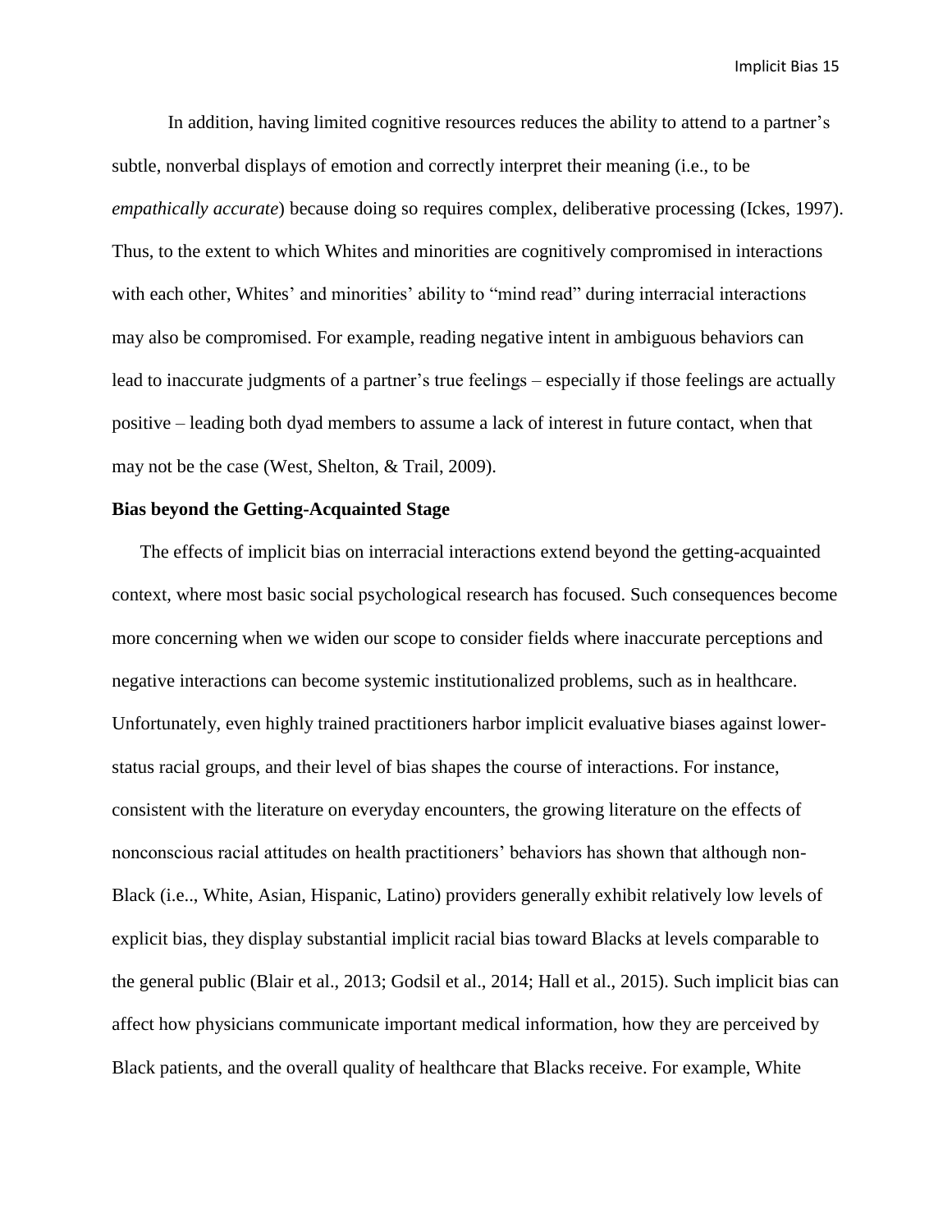In addition, having limited cognitive resources reduces the ability to attend to a partner's subtle, nonverbal displays of emotion and correctly interpret their meaning (i.e., to be *empathically accurate*) because doing so requires complex, deliberative processing (Ickes, 1997). Thus, to the extent to which Whites and minorities are cognitively compromised in interactions with each other, Whites' and minorities' ability to "mind read" during interracial interactions may also be compromised. For example, reading negative intent in ambiguous behaviors can lead to inaccurate judgments of a partner's true feelings – especially if those feelings are actually positive – leading both dyad members to assume a lack of interest in future contact, when that may not be the case (West, Shelton, & Trail, 2009).

**Bias beyond the Getting-Acquainted Stage**

The effects of implicit bias on interracial interactions extend beyond the getting-acquainted context, where most basic social psychological research has focused. Such consequences become more concerning when we widen our scope to consider fields where inaccurate perceptions and negative interactions can become systemic institutionalized problems, such as in healthcare. Unfortunately, even highly trained practitioners harbor implicit evaluative biases against lower-status racial groups, and their level of bias shapes the course of interactions. For instance, consistent with the literature on everyday encounters, the growing literature on the effects of nonconscious racial attitudes on health practitioners' behaviors has shown that although non-Black (i.e.., White, Asian, Hispanic, Latino) providers generally exhibit relatively low levels of explicit bias, they display substantial implicit racial bias toward Blacks at levels comparable to the general public (Blair et al., 2013; Godsil et al., 2014; Hall et al., 2015). Such implicit bias can affect how physicians communicate important medical information, how they are perceived by Black patients, and the overall quality of healthcare that Blacks receive. For example, White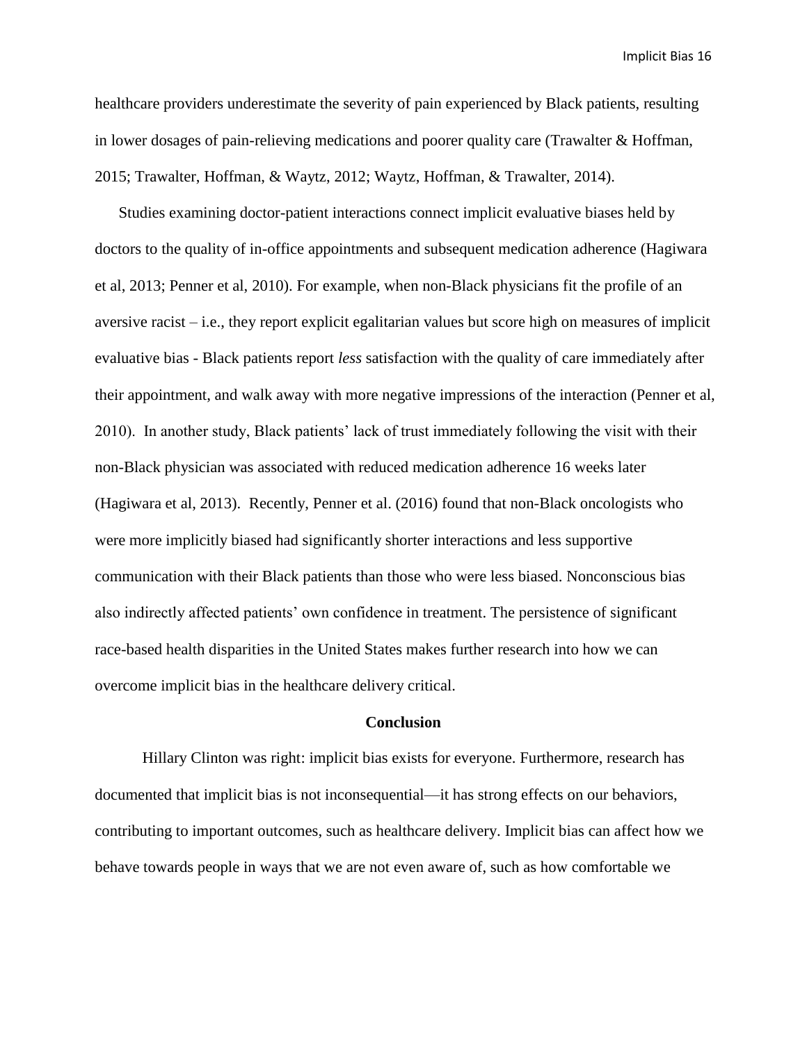healthcare providers underestimate the severity of pain experienced by Black patients, resulting in lower dosages of pain-relieving medications and poorer quality care (Trawalter & Hoffman, 2015; Trawalter, Hoffman, & Waytz, 2012; Waytz, Hoffman, & Trawalter, 2014).

Studies examining doctor-patient interactions connect implicit evaluative biases held by doctors to the quality of in-office appointments and subsequent medication adherence (Hagiwara et al, 2013; Penner et al, 2010). For example, when non-Black physicians fit the profile of an aversive racist – i.e., they report explicit egalitarian values but score high on measures of implicit evaluative bias - Black patients report *less* satisfaction with the quality of care immediately after their appointment, and walk away with more negative impressions of the interaction (Penner et al, 2010). In another study, Black patients' lack of trust immediately following the visit with their non-Black physician was associated with reduced medication adherence 16 weeks later (Hagiwara et al, 2013). Recently, Penner et al. (2016) found that non-Black oncologists who were more implicitly biased had significantly shorter interactions and less supportive communication with their Black patients than those who were less biased. Nonconscious bias also indirectly affected patients' own confidence in treatment. The persistence of significant race-based health disparities in the United States makes further research into how we can overcome implicit bias in the healthcare delivery critical.

## Conclusion

Hillary Clinton was right: implicit bias exists for everyone. Furthermore, research has documented that implicit bias is not inconsequential—it has strong effects on our behaviors, contributing to important outcomes, such as healthcare delivery. Implicit bias can affect how we behave towards people in ways that we are not even aware of, such as how comfortable we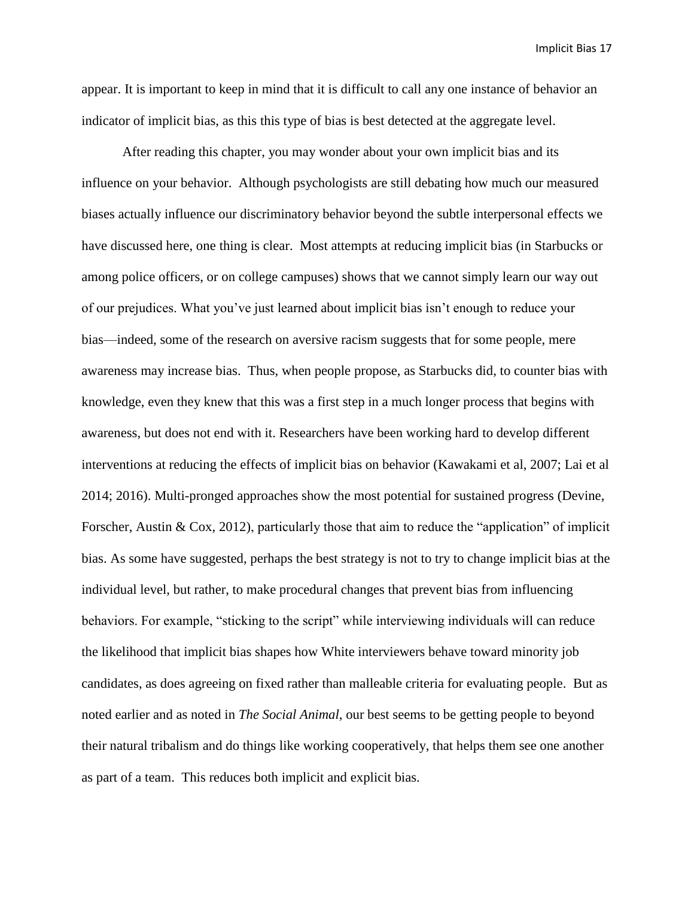appear. It is important to keep in mind that it is difficult to call any one instance of behavior an indicator of implicit bias, as this this type of bias is best detected at the aggregate level.

After reading this chapter, you may wonder about your own implicit bias and its influence on your behavior. Although psychologists are still debating how much our measured biases actually influence our discriminatory behavior beyond the subtle interpersonal effects we have discussed here, one thing is clear. Most attempts at reducing implicit bias (in Starbucks or among police officers, or on college campuses) shows that we cannot simply learn our way out of our prejudices. What you've just learned about implicit bias isn't enough to reduce your bias—indeed, some of the research on aversive racism suggests that for some people, mere awareness may increase bias. Thus, when people propose, as Starbucks did, to counter bias with knowledge, even they knew that this was a first step in a much longer process that begins with awareness, but does not end with it. Researchers have been working hard to develop different interventions at reducing the effects of implicit bias on behavior (Kawakami et al, 2007; Lai et al 2014; 2016). Multi-pronged approaches show the most potential for sustained progress (Devine, Forscher, Austin & Cox, 2012), particularly those that aim to reduce the "application" of implicit bias. As some have suggested, perhaps the best strategy is not to try to change implicit bias at the individual level, but rather, to make procedural changes that prevent bias from influencing behaviors. For example, "sticking to the script" while interviewing individuals will can reduce the likelihood that implicit bias shapes how White interviewers behave toward minority job candidates, as does agreeing on fixed rather than malleable criteria for evaluating people. But as noted earlier and as noted in *The Social Animal*, our best seems to be getting people to beyond their natural tribalism and do things like working cooperatively, that helps them see one another as part of a team. This reduces both implicit and explicit bias.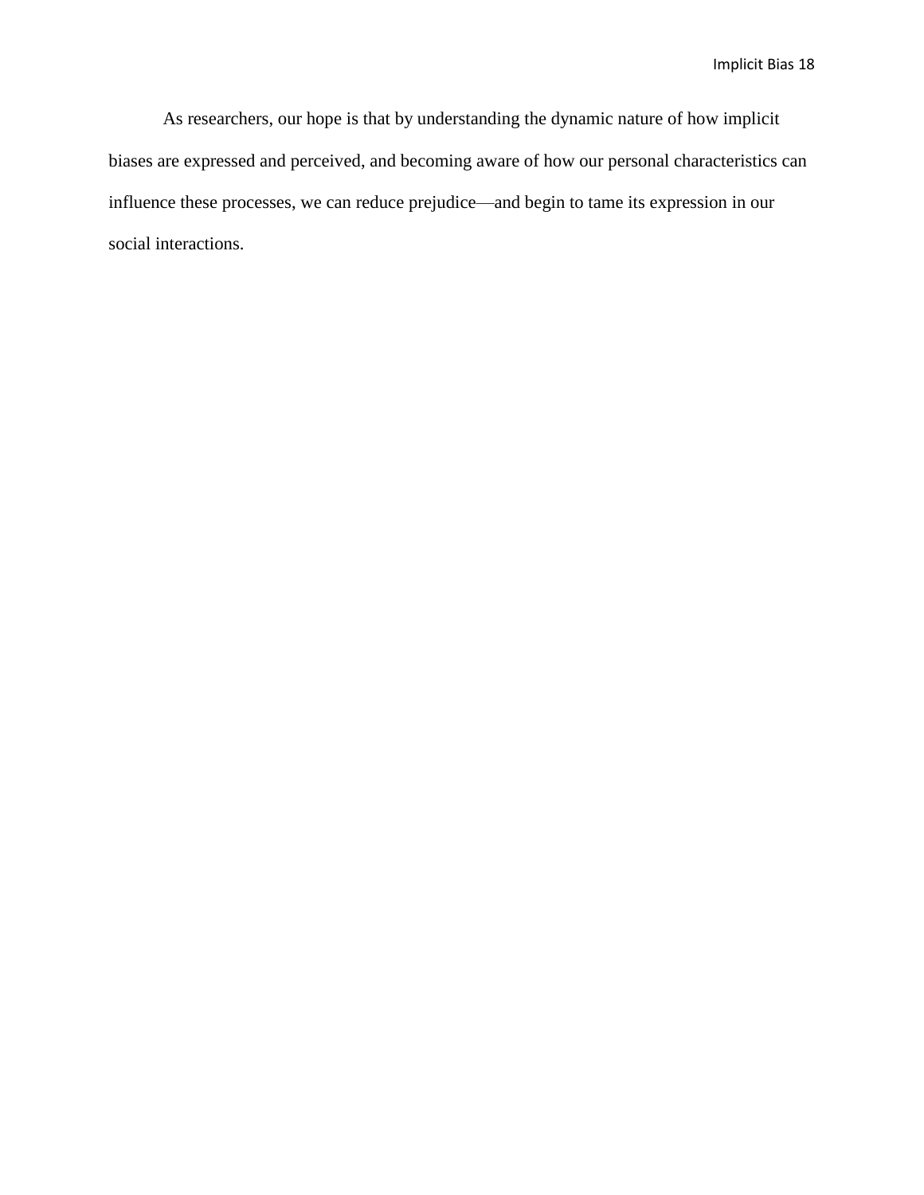As researchers, our hope is that by understanding the dynamic nature of how implicit biases are expressed and perceived, and becoming aware of how our personal characteristics can influence these processes, we can reduce prejudice—and begin to tame its expression in our social interactions.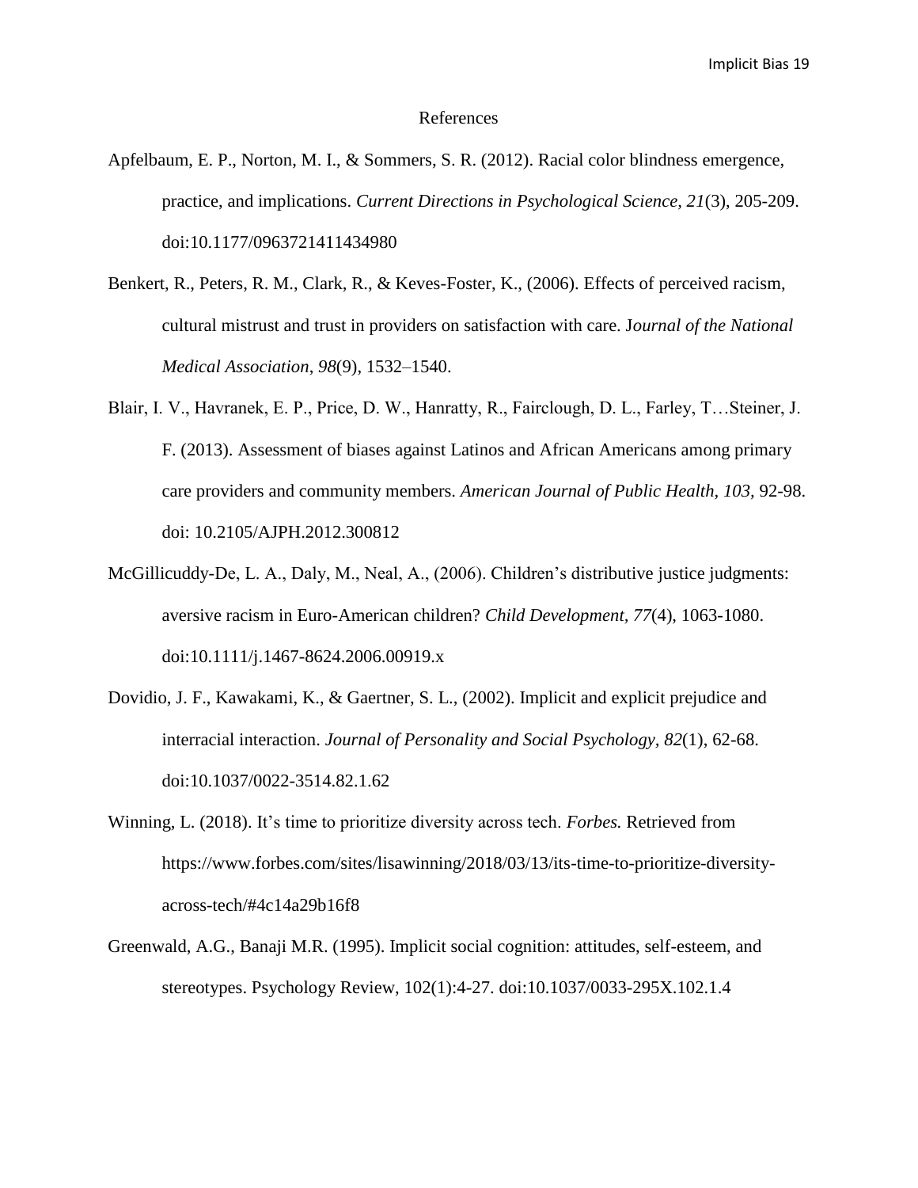# References

Apfelbaum, E. P., Norton, M. I., & Sommers, S. R. (2012). Racial color blindness emergence, practice, and implications. *Current Directions in Psychological Science, 21*(3), 205-209. doi:10.1177/0963721411434980

Benkert, R., Peters, R. M., Clark, R., & Keves-Foster, K., (2006). Effects of perceived racism, cultural mistrust and trust in providers on satisfaction with care. J*ournal of the National Medical Association*, *98*(9), 1532–1540.

Blair, I. V., Havranek, E. P., Price, D. W., Hanratty, R., Fairclough, D. L., Farley, T…Steiner, J. F. (2013). Assessment of biases against Latinos and African Americans among primary care providers and community members. *American Journal of Public Health, 103,* 92-98. doi: 10.2105/AJPH.2012.300812

McGillicuddy-De, L. A., Daly, M., Neal, A., (2006). Children's distributive justice judgments: aversive racism in Euro-American children? *Child Development, 77*(4), 1063-1080. doi:10.1111/j.1467-8624.2006.00919.x

Dovidio, J. F., Kawakami, K., & Gaertner, S. L., (2002). Implicit and explicit prejudice and interracial interaction. *Journal of Personality and Social Psychology, 82*(1), 62-68. doi:10.1037/0022-3514.82.1.62

Winning, L. (2018). It's time to prioritize diversity across tech. *Forbes.* Retrieved from https://www.forbes.com/sites/lisawinning/2018/03/13/its-time-to-prioritize-diversity-across-tech/#4c14a29b16f8

Greenwald, A.G., Banaji M.R. (1995). Implicit social cognition: attitudes, self-esteem, and stereotypes. Psychology Review, 102(1):4-27. doi:10.1037/0033-295X.102.1.4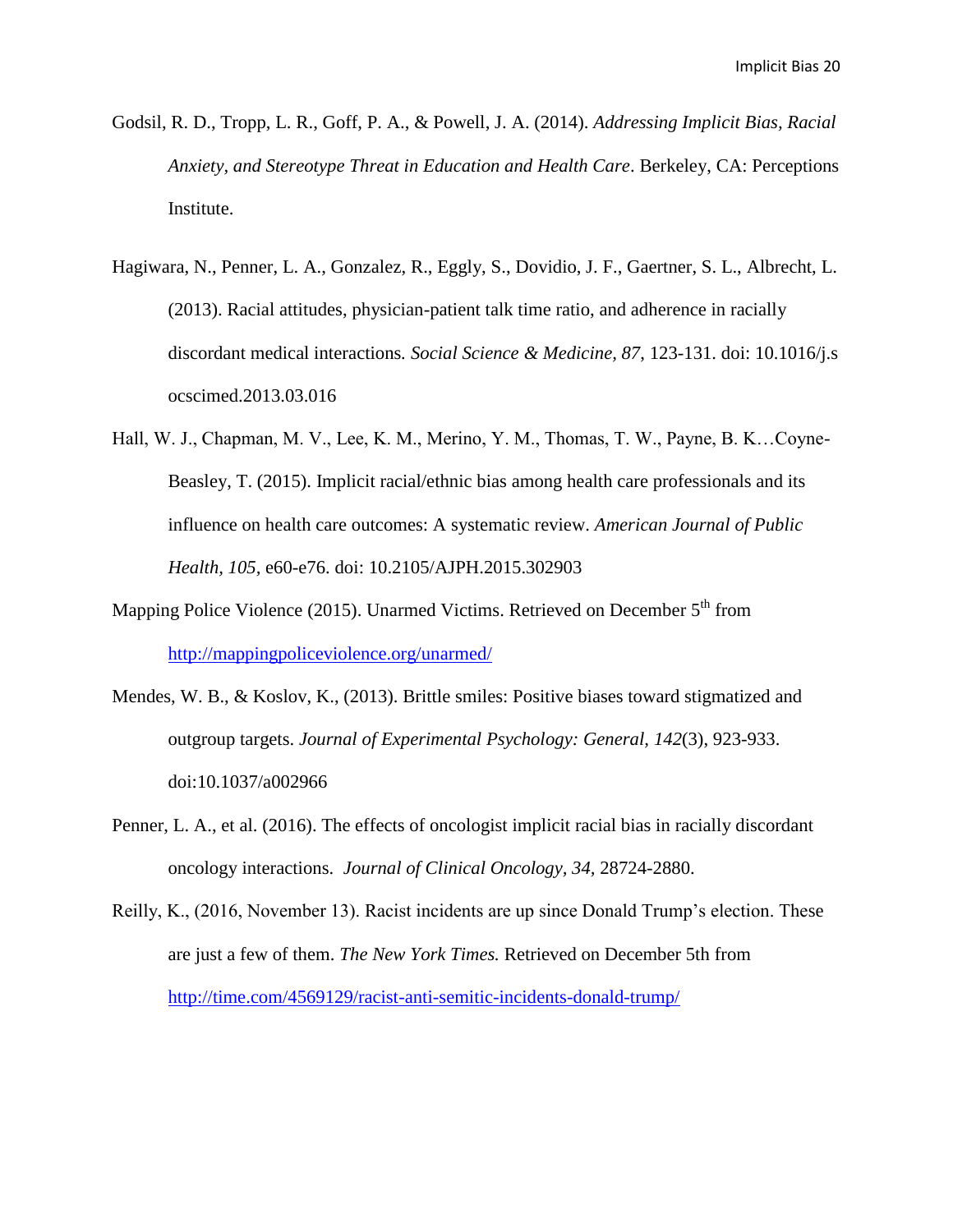Godsil, R. D., Tropp, L. R., Goff, P. A., & Powell, J. A. (2014). *Addressing Implicit Bias, Racial Anxiety, and Stereotype Threat in Education and Health Care*. Berkeley, CA: Perceptions Institute.

Hagiwara, N., Penner, L. A., Gonzalez, R., Eggly, S., Dovidio, J. F., Gaertner, S. L., Albrecht, L. (2013). Racial attitudes, physician-patient talk time ratio, and adherence in racially discordant medical interactions. *Social Science & Medicine, 87*, 123-131. doi: 10.1016/j.socscimed.2013.03.016

Hall, W. J., Chapman, M. V., Lee, K. M., Merino, Y. M., Thomas, T. W., Payne, B. K…Coyne-Beasley, T. (2015). Implicit racial/ethnic bias among health care professionals and its influence on health care outcomes: A systematic review. *American Journal of Public Health, 105*, e60-e76. doi: 10.2105/AJPH.2015.302903

Mapping Police Violence (2015). Unarmed Victims. Retrieved on December 5th from http://mappingpoliceviolence.org/unarmed/

Mendes, W. B., & Koslov, K., (2013). Brittle smiles: Positive biases toward stigmatized and outgroup targets. *Journal of Experimental Psychology: General, 142*(3), 923-933. doi:10.1037/a002966

Penner, L. A., et al. (2016). The effects of oncologist implicit racial bias in racially discordant oncology interactions. *Journal of Clinical Oncology, 34,* 28724-2880.

Reilly, K., (2016, November 13). Racist incidents are up since Donald Trump's election. These are just a few of them. *The New York Times.* Retrieved on December 5th from http://time.com/4569129/racist-anti-semitic-incidents-donald-trump/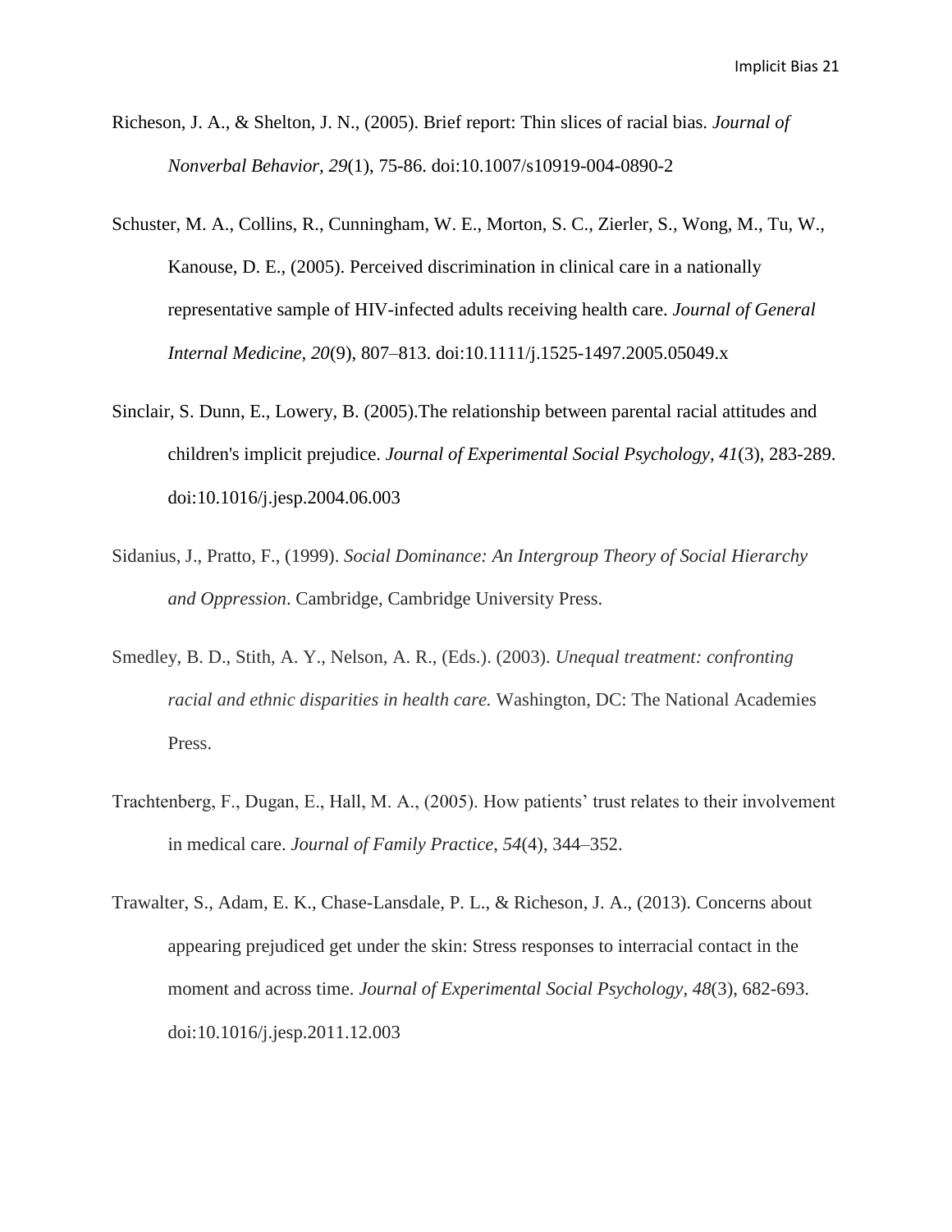Richeson, J. A., & Shelton, J. N., (2005). Brief report: Thin slices of racial bias. *Journal of Nonverbal Behavior*, *29*(1), 75-86. doi:10.1007/s10919-004-0890-2

Schuster, M. A., Collins, R., Cunningham, W. E., Morton, S. C., Zierler, S., Wong, M., Tu, W., Kanouse, D. E., (2005). Perceived discrimination in clinical care in a nationally representative sample of HIV-infected adults receiving health care. *Journal of General Internal Medicine, 20*(9), 807–813. doi:10.1111/j.1525-1497.2005.05049.x

Sinclair, S. Dunn, E., Lowery, B. (2005).The relationship between parental racial attitudes and children's implicit prejudice. *Journal of Experimental Social Psychology, 41*(3), 283-289. doi:10.1016/j.jesp.2004.06.003

Sidanius, J., Pratto, F., (1999). *Social Dominance: An Intergroup Theory of Social Hierarchy and Oppression*. Cambridge, Cambridge University Press.

Smedley, B. D., Stith, A. Y., Nelson, A. R., (Eds.). (2003). *Unequal treatment: confronting racial and ethnic disparities in health care.* Washington, DC: The National Academies Press.

Trachtenberg, F., Dugan, E., Hall, M. A., (2005). How patients' trust relates to their involvement in medical care. *Journal of Family Practice*, *54*(4), 344–352.

Trawalter, S., Adam, E. K., Chase-Lansdale, P. L., & Richeson, J. A., (2013). Concerns about appearing prejudiced get under the skin: Stress responses to interracial contact in the moment and across time. *Journal of Experimental Social Psychology, 48*(3), 682-693. doi:10.1016/j.jesp.2011.12.003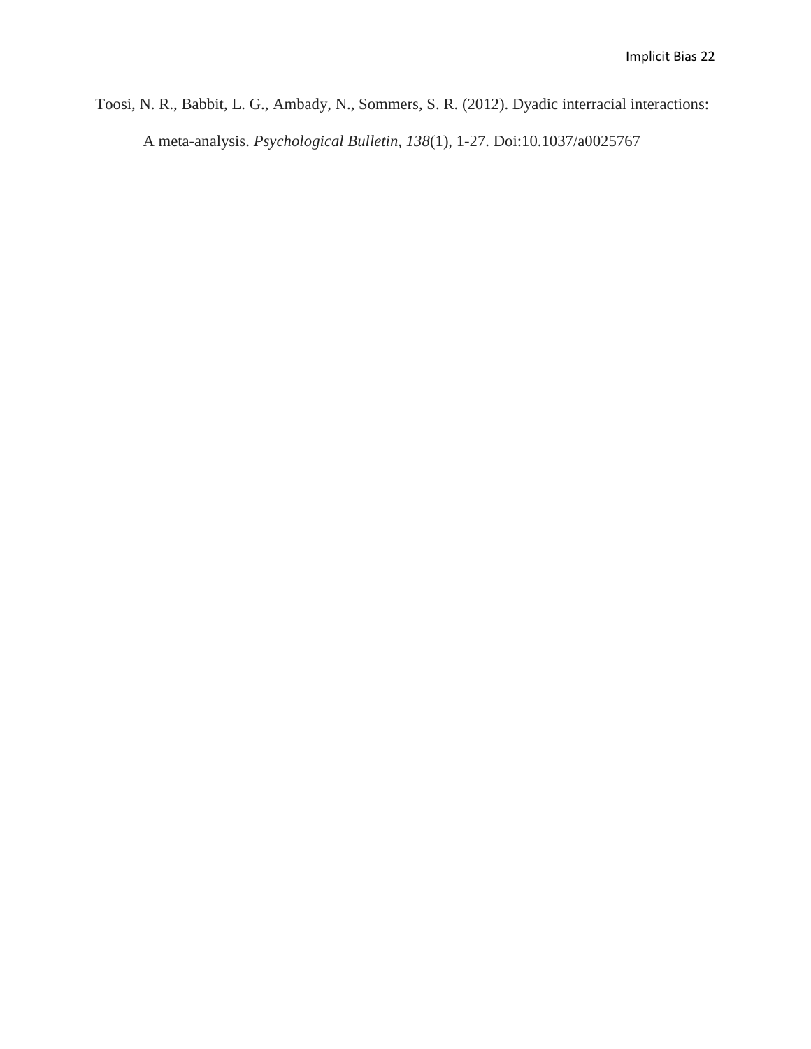Toosi, N. R., Babbit, L. G., Ambady, N., Sommers, S. R. (2012). Dyadic interracial interactions: A meta-analysis. *Psychological Bulletin*, *138*(1), 1-27. Doi:10.1037/a0025767